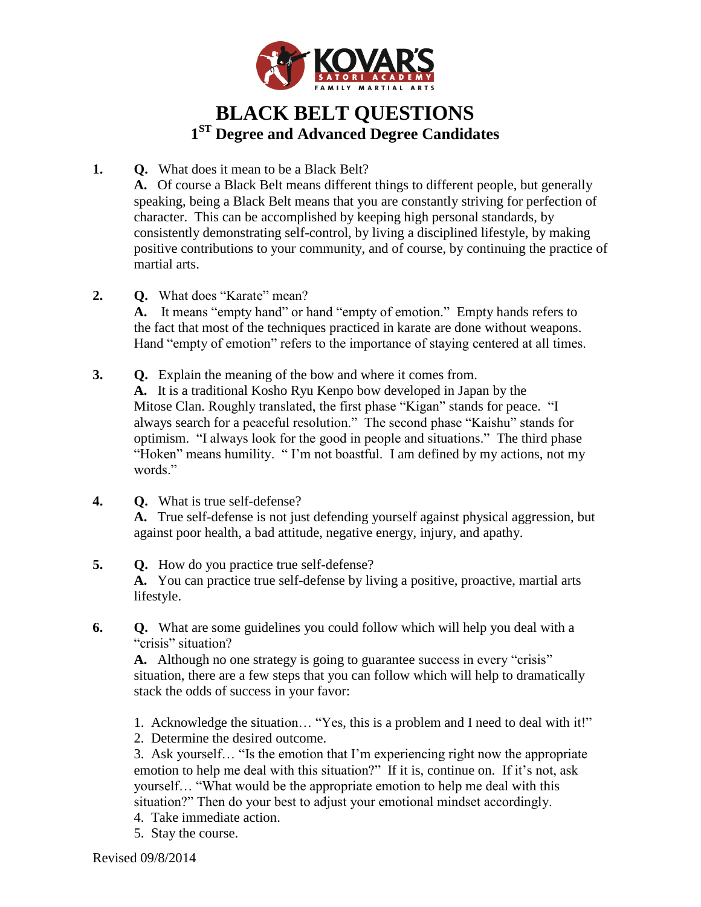# BLACK BELT QUESTIONS

## 1ST Degree and Advanced Degree Candidates

**1.** **Q.** What does it mean to be a Black Belt?

**A.** Of course a Black Belt means different things to different people, but generally speaking, being a Black Belt means that you are constantly striving for perfection of character. This can be accomplished by keeping high personal standards, by consistently demonstrating self-control, by living a disciplined lifestyle, by making positive contributions to your community, and of course, by continuing the practice of martial arts.

**2.** **Q.** What does "Karate" mean?

**A.** It means "empty hand" or hand "empty of emotion." Empty hands refers to the fact that most of the techniques practiced in karate are done without weapons. Hand "empty of emotion" refers to the importance of staying centered at all times.

**3.** **Q.** Explain the meaning of the bow and where it comes from.

**A.** It is a traditional Kosho Ryu Kenpo bow developed in Japan by the Mitose Clan. Roughly translated, the first phase "Kigan" stands for peace. "I always search for a peaceful resolution." The second phase "Kaishu" stands for optimism. "I always look for the good in people and situations." The third phase "Hoken" means humility. " I'm not boastful. I am defined by my actions, not my words."

**4.** **Q.** What is true self-defense?

**A.** True self-defense is not just defending yourself against physical aggression, but against poor health, a bad attitude, negative energy, injury, and apathy.

**5.** **Q.** How do you practice true self-defense?

**A.** You can practice true self-defense by living a positive, proactive, martial arts lifestyle.

**6.** **Q.** What are some guidelines you could follow which will help you deal with a "crisis" situation?

**A.** Although no one strategy is going to guarantee success in every "crisis" situation, there are a few steps that you can follow which will help to dramatically stack the odds of success in your favor:

1. Acknowledge the situation… "Yes, this is a problem and I need to deal with it!"
2. Determine the desired outcome.
3. Ask yourself… "Is the emotion that I'm experiencing right now the appropriate emotion to help me deal with this situation?" If it is, continue on. If it's not, ask yourself… "What would be the appropriate emotion to help me deal with this situation?" Then do your best to adjust your emotional mindset accordingly.
4. Take immediate action.
5. Stay the course.

Revised 09/8/2014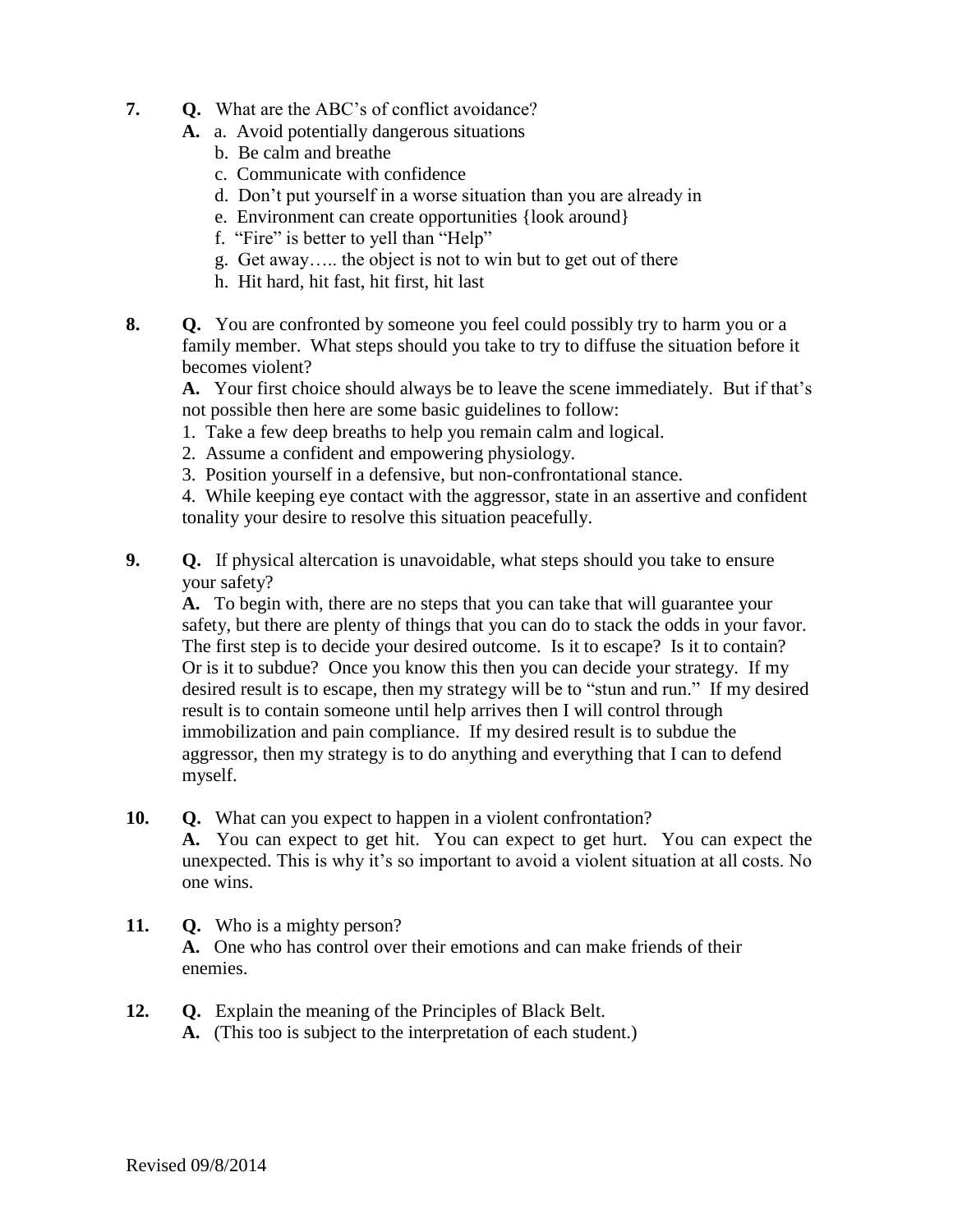7. **Q.** What are the ABC's of conflict avoidance?

   **A.** a. Avoid potentially dangerous situations
   b. Be calm and breathe
   c. Communicate with confidence
   d. Don't put yourself in a worse situation than you are already in
   e. Environment can create opportunities {look around}
   f. "Fire" is better to yell than "Help"
   g. Get away….. the object is not to win but to get out of there
   h. Hit hard, hit fast, hit first, hit last

8. **Q.** You are confronted by someone you feel could possibly try to harm you or a family member. What steps should you take to try to diffuse the situation before it becomes violent?

   **A.** Your first choice should always be to leave the scene immediately. But if that's not possible then here are some basic guidelines to follow:
   1. Take a few deep breaths to help you remain calm and logical.
   2. Assume a confident and empowering physiology.
   3. Position yourself in a defensive, but non-confrontational stance.
   4. While keeping eye contact with the aggressor, state in an assertive and confident tonality your desire to resolve this situation peacefully.

9. **Q.** If physical altercation is unavoidable, what steps should you take to ensure your safety?

   **A.** To begin with, there are no steps that you can take that will guarantee your safety, but there are plenty of things that you can do to stack the odds in your favor. The first step is to decide your desired outcome. Is it to escape? Is it to contain? Or is it to subdue? Once you know this then you can decide your strategy. If my desired result is to escape, then my strategy will be to "stun and run." If my desired result is to contain someone until help arrives then I will control through immobilization and pain compliance. If my desired result is to subdue the aggressor, then my strategy is to do anything and everything that I can to defend myself.

10. **Q.** What can you expect to happen in a violent confrontation?

    **A.** You can expect to get hit. You can expect to get hurt. You can expect the unexpected. This is why it's so important to avoid a violent situation at all costs. No one wins.

11. **Q.** Who is a mighty person?

    **A.** One who has control over their emotions and can make friends of their enemies.

12. **Q.** Explain the meaning of the Principles of Black Belt.

    **A.** (This too is subject to the interpretation of each student.)

Revised 09/8/2014